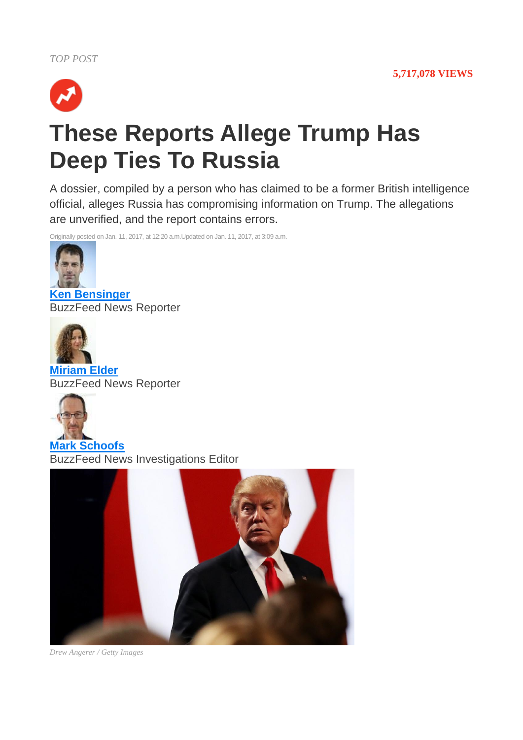*TOP POST*

**5,717,078 VIEWS**

# These Reports Allege Trump Has Deep Ties To Russia

A dossier, compiled by a person who has claimed to be a former British intelligence official, alleges Russia has compromising information on Trump. The allegations are unverified, and the report contains errors.

Originally posted on Jan. 11, 2017, at 12:20 a.m.Updated on Jan. 11, 2017, at 3:09 a.m.

**Ken Bensinger**
BuzzFeed News Reporter

**Miriam Elder**
BuzzFeed News Reporter

**Mark Schoofs**
BuzzFeed News Investigations Editor

*Drew Angerer / Getty Images*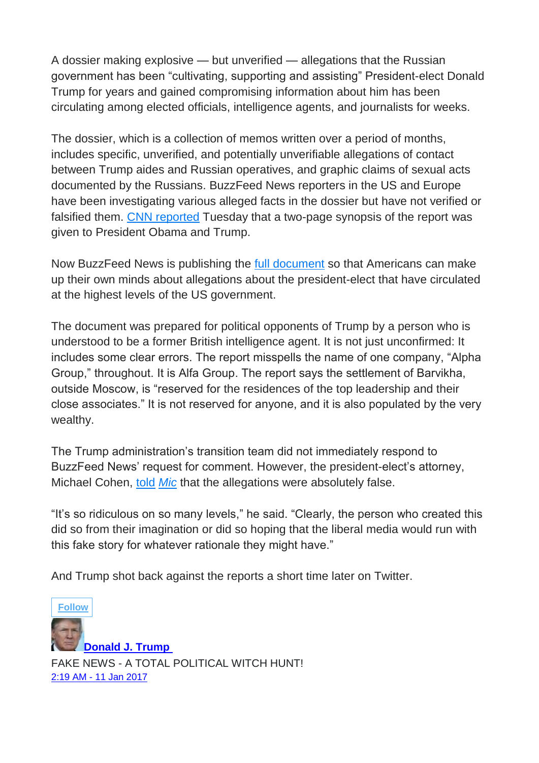A dossier making explosive — but unverified — allegations that the Russian government has been "cultivating, supporting and assisting" President-elect Donald Trump for years and gained compromising information about him has been circulating among elected officials, intelligence agents, and journalists for weeks.

The dossier, which is a collection of memos written over a period of months, includes specific, unverified, and potentially unverifiable allegations of contact between Trump aides and Russian operatives, and graphic claims of sexual acts documented by the Russians. BuzzFeed News reporters in the US and Europe have been investigating various alleged facts in the dossier but have not verified or falsified them. [CNN reported](#) Tuesday that a two-page synopsis of the report was given to President Obama and Trump.

Now BuzzFeed News is publishing the [full document](#) so that Americans can make up their own minds about allegations about the president-elect that have circulated at the highest levels of the US government.

The document was prepared for political opponents of Trump by a person who is understood to be a former British intelligence agent. It is not just unconfirmed: It includes some clear errors. The report misspells the name of one company, "Alpha Group," throughout. It is Alfa Group. The report says the settlement of Barvikha, outside Moscow, is "reserved for the residences of the top leadership and their close associates." It is not reserved for anyone, and it is also populated by the very wealthy.

The Trump administration's transition team did not immediately respond to BuzzFeed News' request for comment. However, the president-elect's attorney, Michael Cohen, [told](#) [*Mic*](#) that the allegations were absolutely false.

"It's so ridiculous on so many levels," he said. "Clearly, the person who created this did so from their imagination or did so hoping that the liberal media would run with this fake story for whatever rationale they might have."

And Trump shot back against the reports a short time later on Twitter.

**Follow**

**Donald J. Trump**

FAKE NEWS - A TOTAL POLITICAL WITCH HUNT!

2:19 AM - 11 Jan 2017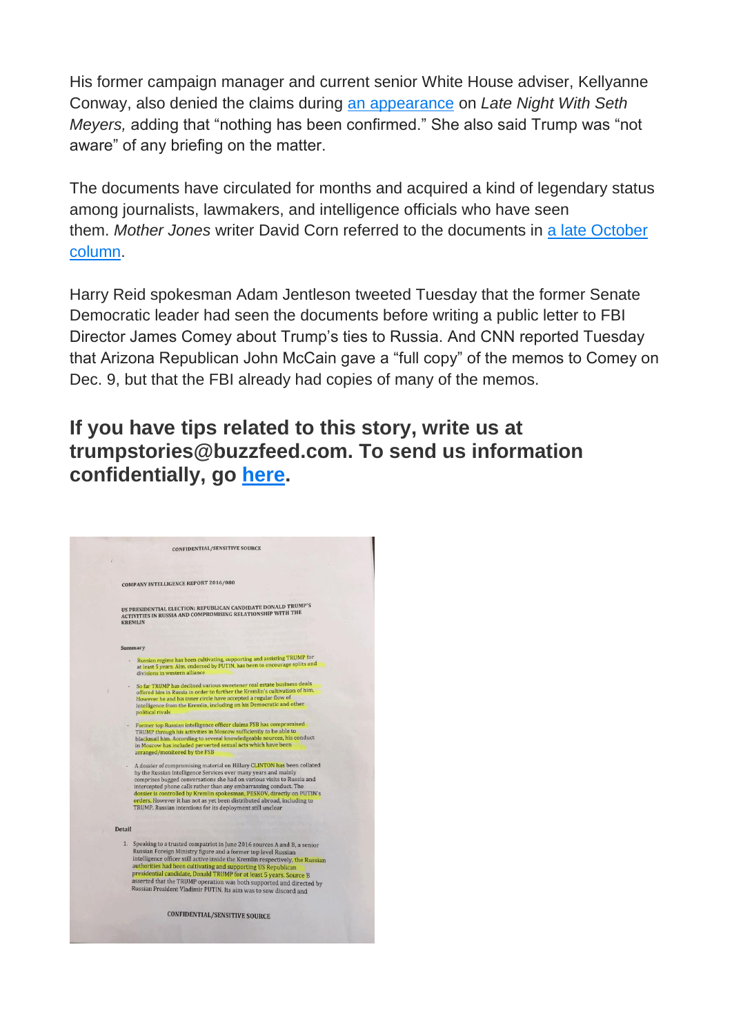His former campaign manager and current senior White House adviser, Kellyanne Conway, also denied the claims during [an appearance](#) on *Late Night With Seth Meyers,* adding that "nothing has been confirmed." She also said Trump was "not aware" of any briefing on the matter.

The documents have circulated for months and acquired a kind of legendary status among journalists, lawmakers, and intelligence officials who have seen them. *Mother Jones* writer David Corn referred to the documents in [a late October column](#).

Harry Reid spokesman Adam Jentleson tweeted Tuesday that the former Senate Democratic leader had seen the documents before writing a public letter to FBI Director James Comey about Trump's ties to Russia. And CNN reported Tuesday that Arizona Republican John McCain gave a "full copy" of the memos to Comey on Dec. 9, but that the FBI already had copies of many of the memos.

## If you have tips related to this story, write us at trumpstories@buzzfeed.com. To send us information confidentially, go [here](#).

CONFIDENTIAL/SENSITIVE SOURCE

COMPANY INTELLIGENCE REPORT 2016/080

US PRESIDENTIAL ELECTION: REPUBLICAN CANDIDATE DONALD TRUMP'S ACTIVITIES IN RUSSIA AND COMPROMISING RELATIONSHIP WITH THE KREMLIN

**Summary**

- Russian regime has been cultivating, supporting and assisting TRUMP for at least 5 years. Aim, endorsed by PUTIN, has been to encourage splits and divisions in western alliance
- So far TRUMP has declined various sweetener real estate business deals offered him in Russia in order to further the Kremlin's cultivation of him. However he and his inner circle have accepted a regular flow of intelligence from the Kremlin, including on his Democratic and other political rivals
- Former top Russian intelligence officer claims FSB has compromised TRUMP through his activities in Moscow sufficiently to be able to blackmail him. According to several knowledgeable sources, his conduct in Moscow has included perverted sexual acts which have been arranged/monitored by the FSB
- A dossier of compromising material on Hillary CLINTON has been collated by the Russian Intelligence Services over many years and mainly comprises bugged conversations she had on various visits to Russia and intercepted phone calls rather than any embarrassing conduct. The dossier is controlled by Kremlin spokesman, PESKOV, directly on PUTIN's orders. However it has not as yet been distributed abroad, including to TRUMP. Russian intentions for its deployment still unclear

**Detail**

1. Speaking to a trusted compatriot in June 2016 sources A and B, a senior Russian Foreign Ministry figure and a former top level Russian intelligence officer still active inside the Kremlin respectively, the Russian authorities had been cultivating and supporting US Republican presidential candidate, Donald TRUMP for at least 5 years. Source B asserted that the TRUMP operation was both supported and directed by Russian President Vladimir PUTIN. Its aim was to sow discord and

CONFIDENTIAL/SENSITIVE SOURCE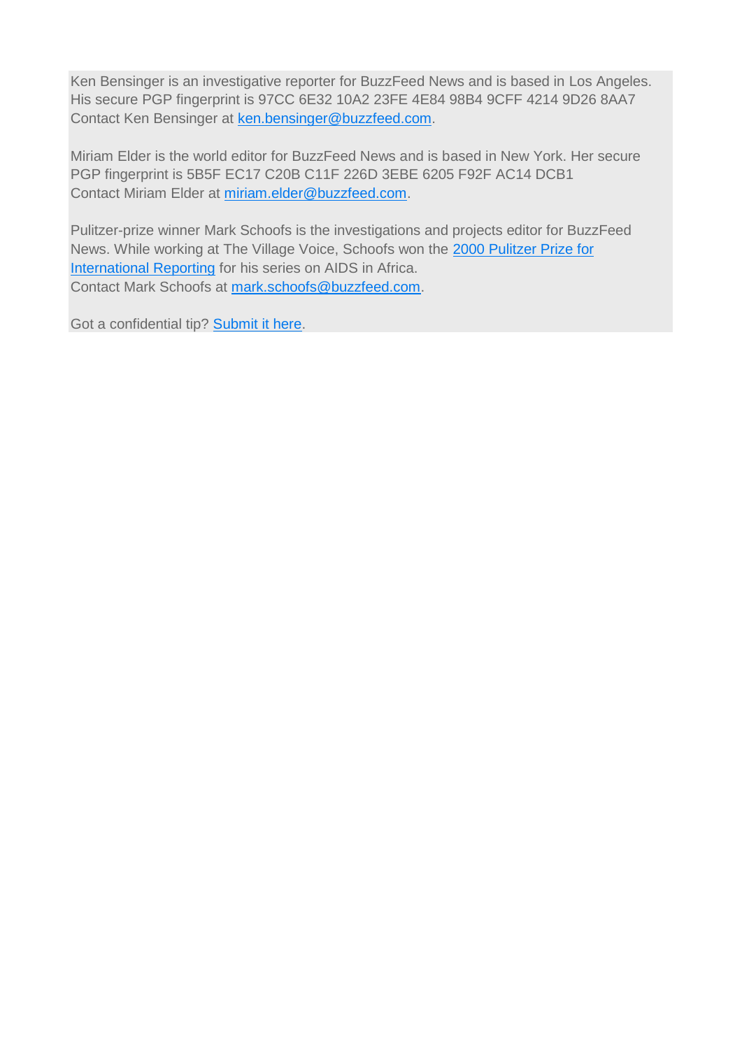Ken Bensinger is an investigative reporter for BuzzFeed News and is based in Los Angeles. His secure PGP fingerprint is 97CC 6E32 10A2 23FE 4E84 98B4 9CFF 4214 9D26 8AA7
Contact Ken Bensinger at ken.bensinger@buzzfeed.com.

Miriam Elder is the world editor for BuzzFeed News and is based in New York. Her secure PGP fingerprint is 5B5F EC17 C20B C11F 226D 3EBE 6205 F92F AC14 DCB1
Contact Miriam Elder at miriam.elder@buzzfeed.com.

Pulitzer-prize winner Mark Schoofs is the investigations and projects editor for BuzzFeed News. While working at The Village Voice, Schoofs won the 2000 Pulitzer Prize for International Reporting for his series on AIDS in Africa.
Contact Mark Schoofs at mark.schoofs@buzzfeed.com.

Got a confidential tip? Submit it here.